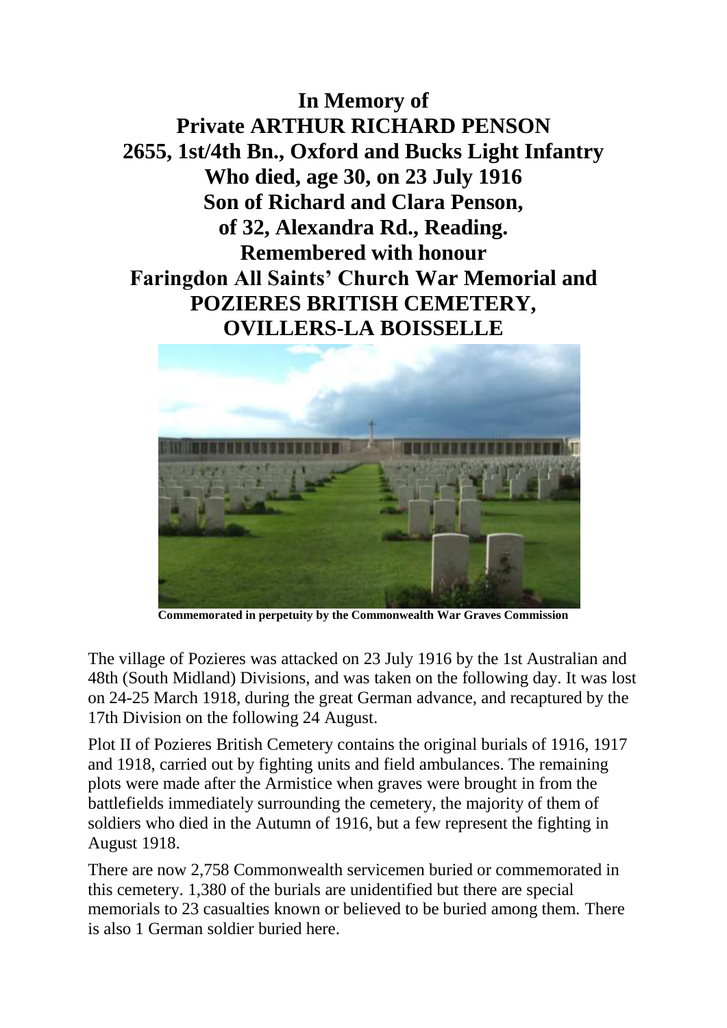# In Memory of
# Private ARTHUR RICHARD PENSON
# 2655, 1st/4th Bn., Oxford and Bucks Light Infantry
# Who died, age 30, on 23 July 1916
# Son of Richard and Clara Penson,
# of 32, Alexandra Rd., Reading.
# Remembered with honour
# Faringdon All Saints' Church War Memorial and
# POZIERES BRITISH CEMETERY,
# OVILLERS-LA BOISSELLE

**Commemorated in perpetuity by the Commonwealth War Graves Commission**

The village of Pozieres was attacked on 23 July 1916 by the 1st Australian and 48th (South Midland) Divisions, and was taken on the following day. It was lost on 24-25 March 1918, during the great German advance, and recaptured by the 17th Division on the following 24 August.

Plot II of Pozieres British Cemetery contains the original burials of 1916, 1917 and 1918, carried out by fighting units and field ambulances. The remaining plots were made after the Armistice when graves were brought in from the battlefields immediately surrounding the cemetery, the majority of them of soldiers who died in the Autumn of 1916, but a few represent the fighting in August 1918.

There are now 2,758 Commonwealth servicemen buried or commemorated in this cemetery. 1,380 of the burials are unidentified but there are special memorials to 23 casualties known or believed to be buried among them. There is also 1 German soldier buried here.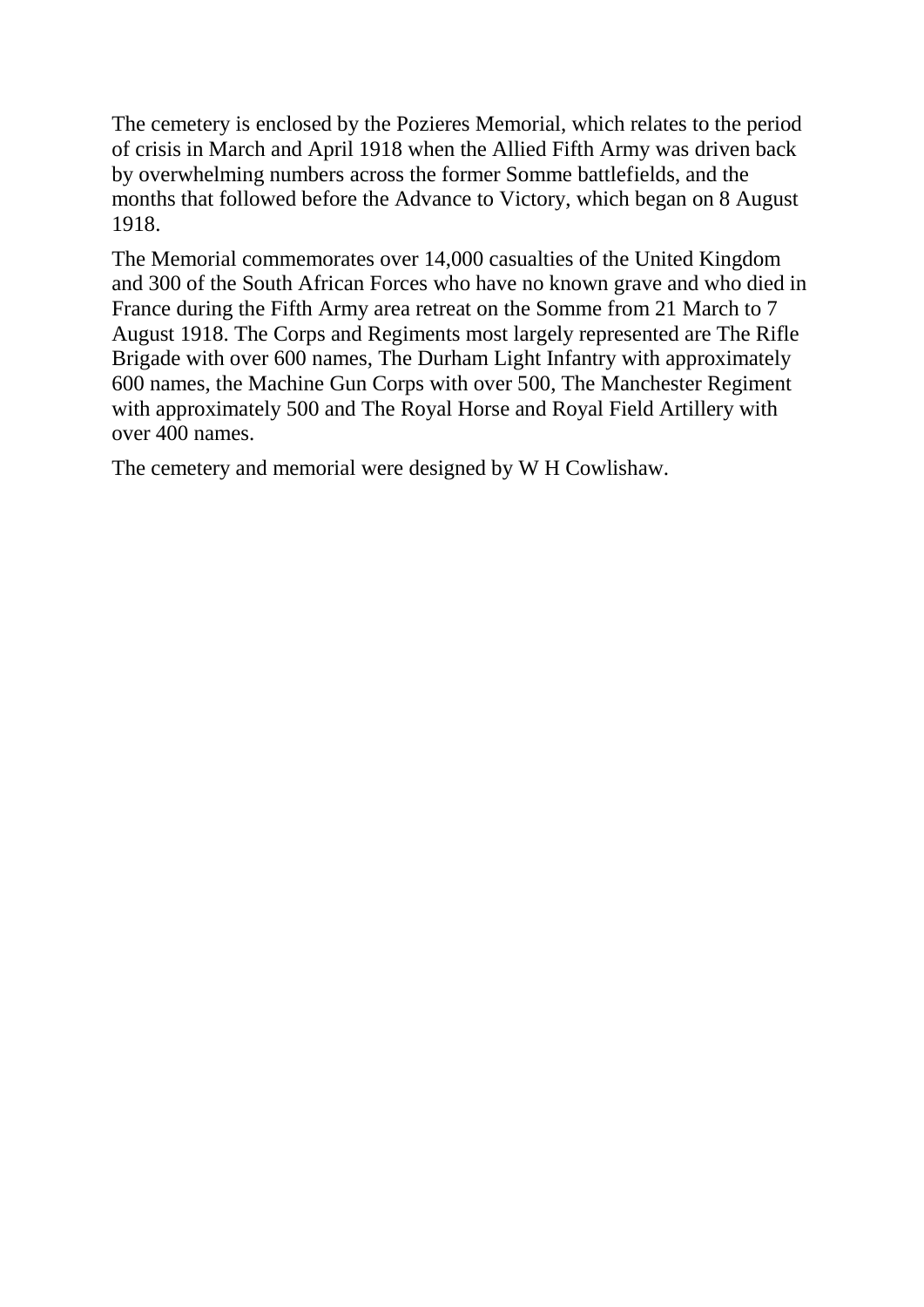The cemetery is enclosed by the Pozieres Memorial, which relates to the period of crisis in March and April 1918 when the Allied Fifth Army was driven back by overwhelming numbers across the former Somme battlefields, and the months that followed before the Advance to Victory, which began on 8 August 1918.

The Memorial commemorates over 14,000 casualties of the United Kingdom and 300 of the South African Forces who have no known grave and who died in France during the Fifth Army area retreat on the Somme from 21 March to 7 August 1918. The Corps and Regiments most largely represented are The Rifle Brigade with over 600 names, The Durham Light Infantry with approximately 600 names, the Machine Gun Corps with over 500, The Manchester Regiment with approximately 500 and The Royal Horse and Royal Field Artillery with over 400 names.

The cemetery and memorial were designed by W H Cowlishaw.